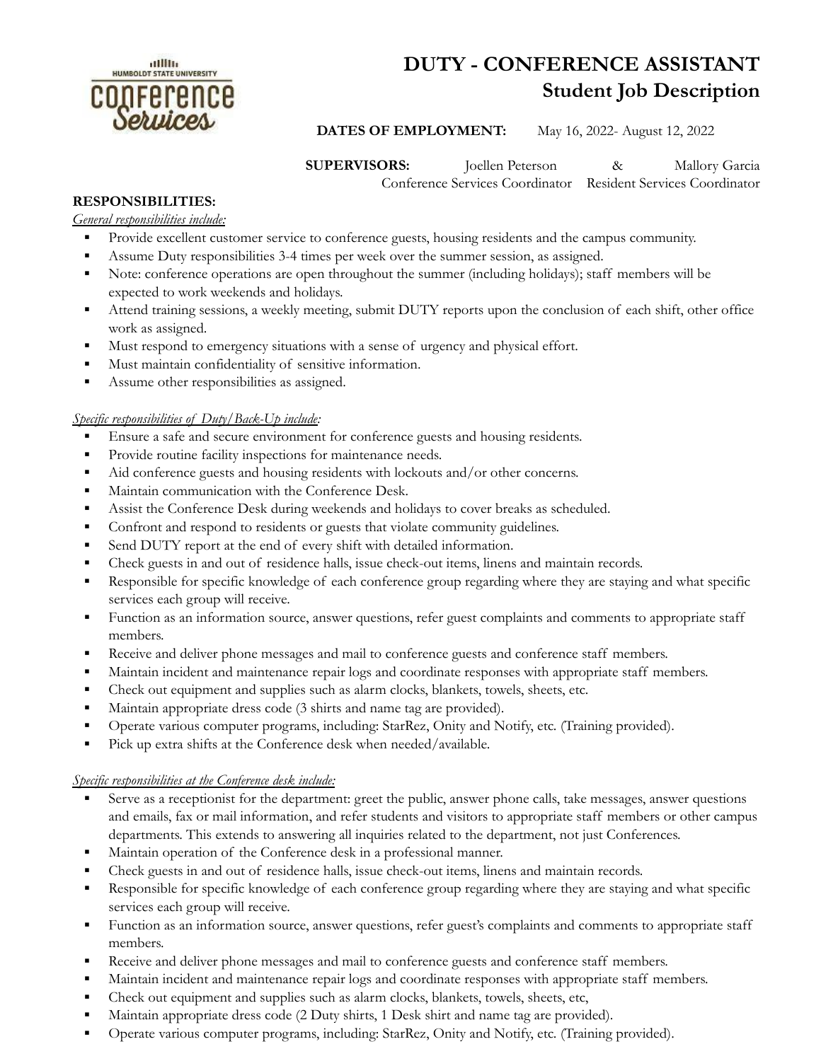# DUTY - CONFERENCE ASSISTANT

## Student Job Description

**DATES OF EMPLOYMENT:** May 16, 2022- August 12, 2022

**SUPERVISORS:** Joellen Peterson & Mallory Garcia
Conference Services Coordinator Resident Services Coordinator

**RESPONSIBILITIES:**

*General responsibilities include:*

- Provide excellent customer service to conference guests, housing residents and the campus community.
- Assume Duty responsibilities 3-4 times per week over the summer session, as assigned.
- Note: conference operations are open throughout the summer (including holidays); staff members will be expected to work weekends and holidays.
- Attend training sessions, a weekly meeting, submit DUTY reports upon the conclusion of each shift, other office work as assigned.
- Must respond to emergency situations with a sense of urgency and physical effort.
- Must maintain confidentiality of sensitive information.
- Assume other responsibilities as assigned.

*Specific responsibilities of Duty/Back-Up include:*

- Ensure a safe and secure environment for conference guests and housing residents.
- Provide routine facility inspections for maintenance needs.
- Aid conference guests and housing residents with lockouts and/or other concerns.
- Maintain communication with the Conference Desk.
- Assist the Conference Desk during weekends and holidays to cover breaks as scheduled.
- Confront and respond to residents or guests that violate community guidelines.
- Send DUTY report at the end of every shift with detailed information.
- Check guests in and out of residence halls, issue check-out items, linens and maintain records.
- Responsible for specific knowledge of each conference group regarding where they are staying and what specific services each group will receive.
- Function as an information source, answer questions, refer guest complaints and comments to appropriate staff members.
- Receive and deliver phone messages and mail to conference guests and conference staff members.
- Maintain incident and maintenance repair logs and coordinate responses with appropriate staff members.
- Check out equipment and supplies such as alarm clocks, blankets, towels, sheets, etc.
- Maintain appropriate dress code (3 shirts and name tag are provided).
- Operate various computer programs, including: StarRez, Onity and Notify, etc. (Training provided).
- Pick up extra shifts at the Conference desk when needed/available.

*Specific responsibilities at the Conference desk include:*

- Serve as a receptionist for the department: greet the public, answer phone calls, take messages, answer questions and emails, fax or mail information, and refer students and visitors to appropriate staff members or other campus departments. This extends to answering all inquiries related to the department, not just Conferences.
- Maintain operation of the Conference desk in a professional manner.
- Check guests in and out of residence halls, issue check-out items, linens and maintain records.
- Responsible for specific knowledge of each conference group regarding where they are staying and what specific services each group will receive.
- Function as an information source, answer questions, refer guest's complaints and comments to appropriate staff members.
- Receive and deliver phone messages and mail to conference guests and conference staff members.
- Maintain incident and maintenance repair logs and coordinate responses with appropriate staff members.
- Check out equipment and supplies such as alarm clocks, blankets, towels, sheets, etc,
- Maintain appropriate dress code (2 Duty shirts, 1 Desk shirt and name tag are provided).
- Operate various computer programs, including: StarRez, Onity and Notify, etc. (Training provided).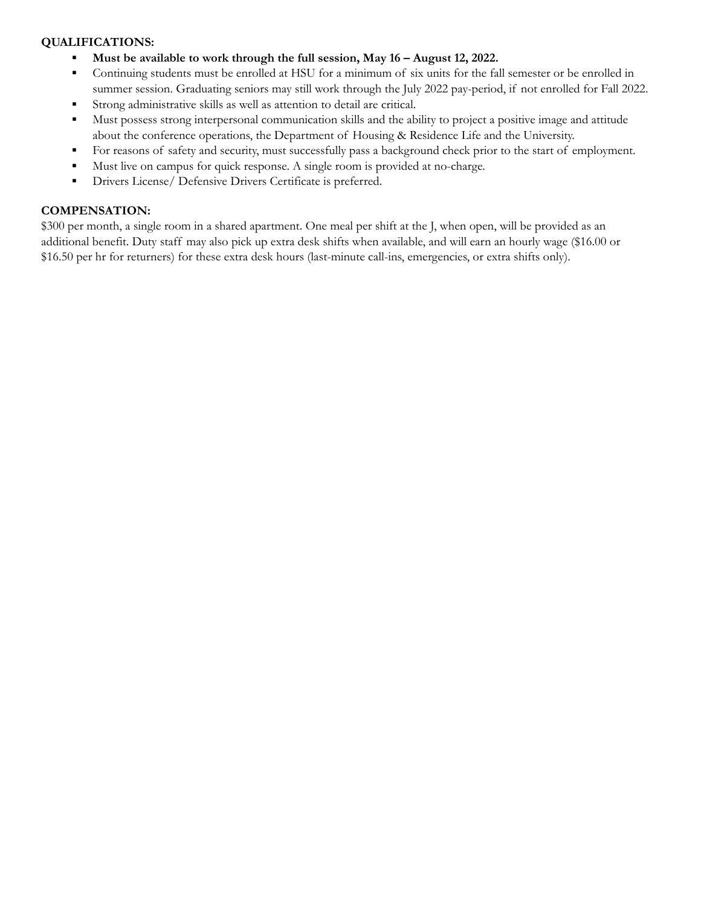**QUALIFICATIONS:**

- **Must be available to work through the full session, May 16 – August 12, 2022.**
- Continuing students must be enrolled at HSU for a minimum of six units for the fall semester or be enrolled in summer session. Graduating seniors may still work through the July 2022 pay-period, if not enrolled for Fall 2022.
- Strong administrative skills as well as attention to detail are critical.
- Must possess strong interpersonal communication skills and the ability to project a positive image and attitude about the conference operations, the Department of Housing & Residence Life and the University.
- For reasons of safety and security, must successfully pass a background check prior to the start of employment.
- Must live on campus for quick response. A single room is provided at no-charge.
- Drivers License/ Defensive Drivers Certificate is preferred.

**COMPENSATION:**

$300 per month, a single room in a shared apartment. One meal per shift at the J, when open, will be provided as an additional benefit. Duty staff may also pick up extra desk shifts when available, and will earn an hourly wage ($16.00 or $16.50 per hr for returners) for these extra desk hours (last-minute call-ins, emergencies, or extra shifts only).